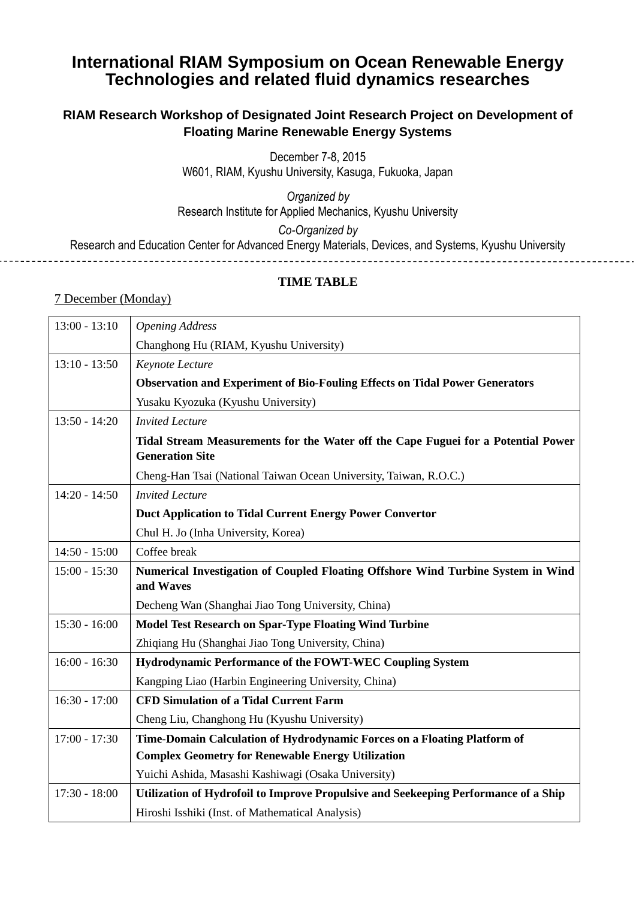# International RIAM Symposium on Ocean Renewable Energy Technologies and related fluid dynamics researches

## RIAM Research Workshop of Designated Joint Research Project on Development of Floating Marine Renewable Energy Systems

December 7-8, 2015
W601, RIAM, Kyushu University, Kasuga, Fukuoka, Japan

*Organized by*
Research Institute for Applied Mechanics, Kyushu University

*Co-Organized by*
Research and Education Center for Advanced Energy Materials, Devices, and Systems, Kyushu University

---

**TIME TABLE**

7 December (Monday)

| Time | Program |
|---|---|
| 13:00 - 13:10 | *Opening Address*<br>Changhong Hu (RIAM, Kyushu University) |
| 13:10 - 13:50 | *Keynote Lecture*<br>**Observation and Experiment of Bio-Fouling Effects on Tidal Power Generators**<br>Yusaku Kyozuka (Kyushu University) |
| 13:50 - 14:20 | *Invited Lecture*<br>**Tidal Stream Measurements for the Water off the Cape Fuguei for a Potential Power Generation Site**<br>Cheng-Han Tsai (National Taiwan Ocean University, Taiwan, R.O.C.) |
| 14:20 - 14:50 | *Invited Lecture*<br>**Duct Application to Tidal Current Energy Power Convertor**<br>Chul H. Jo (Inha University, Korea) |
| 14:50 - 15:00 | Coffee break |
| 15:00 - 15:30 | **Numerical Investigation of Coupled Floating Offshore Wind Turbine System in Wind and Waves**<br>Decheng Wan (Shanghai Jiao Tong University, China) |
| 15:30 - 16:00 | **Model Test Research on Spar-Type Floating Wind Turbine**<br>Zhiqiang Hu (Shanghai Jiao Tong University, China) |
| 16:00 - 16:30 | **Hydrodynamic Performance of the FOWT-WEC Coupling System**<br>Kangping Liao (Harbin Engineering University, China) |
| 16:30 - 17:00 | **CFD Simulation of a Tidal Current Farm**<br>Cheng Liu, Changhong Hu (Kyushu University) |
| 17:00 - 17:30 | **Time-Domain Calculation of Hydrodynamic Forces on a Floating Platform of Complex Geometry for Renewable Energy Utilization**<br>Yuichi Ashida, Masashi Kashiwagi (Osaka University) |
| 17:30 - 18:00 | **Utilization of Hydrofoil to Improve Propulsive and Seekeeping Performance of a Ship**<br>Hiroshi Isshiki (Inst. of Mathematical Analysis) |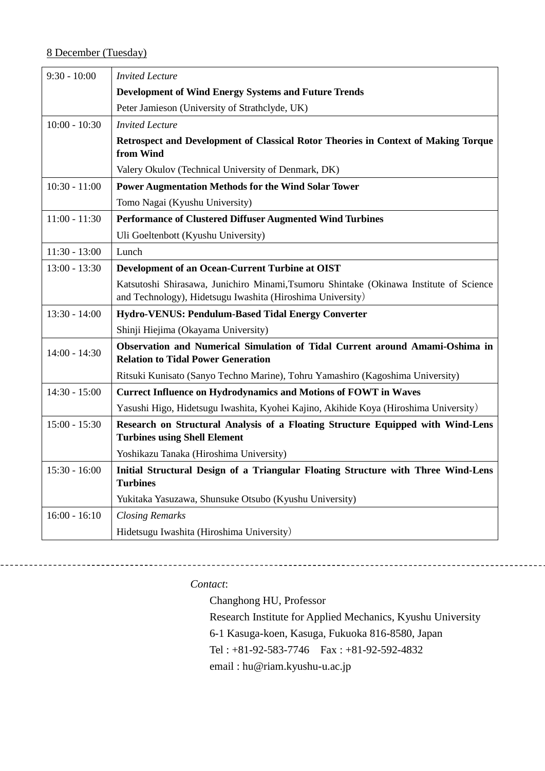8 December (Tuesday)

| | |
|---|---|
| 9:30 - 10:00 | *Invited Lecture*<br>**Development of Wind Energy Systems and Future Trends**<br>Peter Jamieson (University of Strathclyde, UK) |
| 10:00 - 10:30 | *Invited Lecture*<br>**Retrospect and Development of Classical Rotor Theories in Context of Making Torque from Wind**<br>Valery Okulov (Technical University of Denmark, DK) |
| 10:30 - 11:00 | **Power Augmentation Methods for the Wind Solar Tower**<br>Tomo Nagai (Kyushu University) |
| 11:00 - 11:30 | **Performance of Clustered Diffuser Augmented Wind Turbines**<br>Uli Goeltenbott (Kyushu University) |
| 11:30 - 13:00 | Lunch |
| 13:00 - 13:30 | **Development of an Ocean-Current Turbine at OIST**<br>Katsutoshi Shirasawa, Junichiro Minami,Tsumoru Shintake (Okinawa Institute of Science and Technology), Hidetsugu Iwashita (Hiroshima University） |
| 13:30 - 14:00 | **Hydro-VENUS: Pendulum-Based Tidal Energy Converter**<br>Shinji Hiejima (Okayama University) |
| 14:00 - 14:30 | **Observation and Numerical Simulation of Tidal Current around Amami-Oshima in Relation to Tidal Power Generation**<br>Ritsuki Kunisato (Sanyo Techno Marine), Tohru Yamashiro (Kagoshima University) |
| 14:30 - 15:00 | **Currect Influence on Hydrodynamics and Motions of FOWT in Waves**<br>Yasushi Higo, Hidetsugu Iwashita, Kyohei Kajino, Akihide Koya (Hiroshima University） |
| 15:00 - 15:30 | **Research on Structural Analysis of a Floating Structure Equipped with Wind-Lens Turbines using Shell Element**<br>Yoshikazu Tanaka (Hiroshima University) |
| 15:30 - 16:00 | **Initial Structural Design of a Triangular Floating Structure with Three Wind-Lens Turbines**<br>Yukitaka Yasuzawa, Shunsuke Otsubo (Kyushu University) |
| 16:00 - 16:10 | *Closing Remarks*<br>Hidetsugu Iwashita (Hiroshima University） |

---

*Contact*:

Changhong HU, Professor
Research Institute for Applied Mechanics, Kyushu University
6-1 Kasuga-koen, Kasuga, Fukuoka 816-8580, Japan
Tel : +81-92-583-7746　Fax : +81-92-592-4832
email : hu@riam.kyushu-u.ac.jp